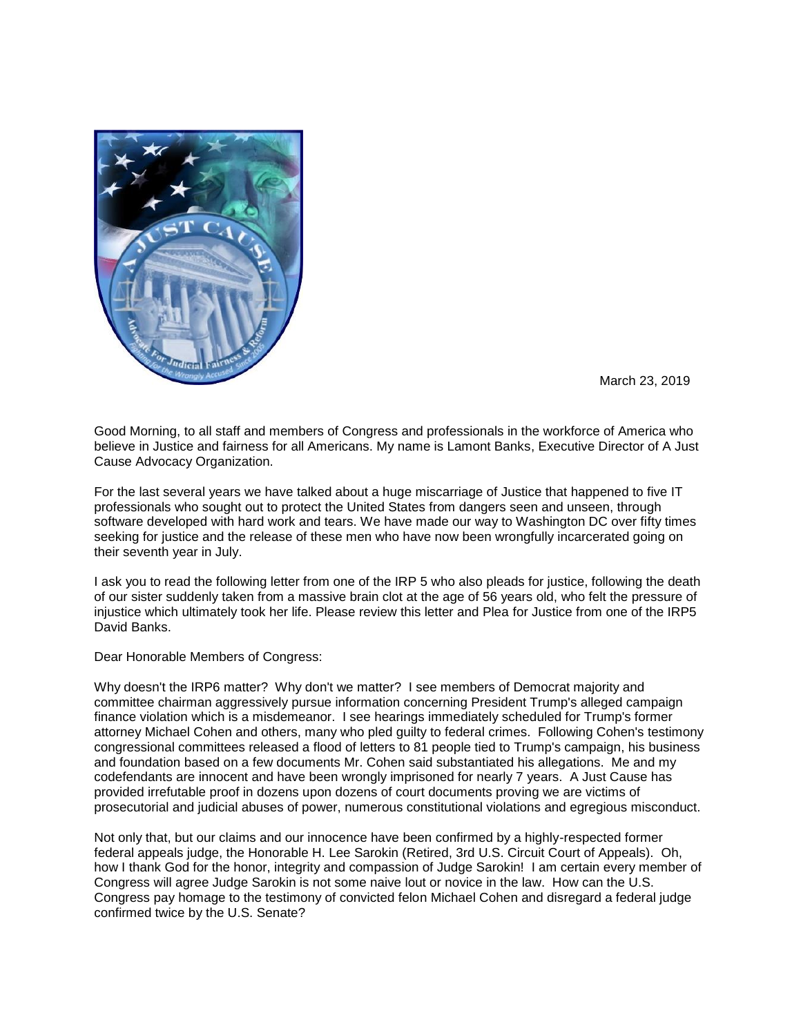March 23, 2019

Good Morning, to all staff and members of Congress and professionals in the workforce of America who believe in Justice and fairness for all Americans. My name is Lamont Banks, Executive Director of A Just Cause Advocacy Organization.

For the last several years we have talked about a huge miscarriage of Justice that happened to five IT professionals who sought out to protect the United States from dangers seen and unseen, through software developed with hard work and tears. We have made our way to Washington DC over fifty times seeking for justice and the release of these men who have now been wrongfully incarcerated going on their seventh year in July.

I ask you to read the following letter from one of the IRP 5 who also pleads for justice, following the death of our sister suddenly taken from a massive brain clot at the age of 56 years old, who felt the pressure of injustice which ultimately took her life. Please review this letter and Plea for Justice from one of the IRP5 David Banks.

Dear Honorable Members of Congress:

Why doesn't the IRP6 matter? Why don't we matter? I see members of Democrat majority and committee chairman aggressively pursue information concerning President Trump's alleged campaign finance violation which is a misdemeanor. I see hearings immediately scheduled for Trump's former attorney Michael Cohen and others, many who pled guilty to federal crimes. Following Cohen's testimony congressional committees released a flood of letters to 81 people tied to Trump's campaign, his business and foundation based on a few documents Mr. Cohen said substantiated his allegations. Me and my codefendants are innocent and have been wrongly imprisoned for nearly 7 years. A Just Cause has provided irrefutable proof in dozens upon dozens of court documents proving we are victims of prosecutorial and judicial abuses of power, numerous constitutional violations and egregious misconduct.

Not only that, but our claims and our innocence have been confirmed by a highly-respected former federal appeals judge, the Honorable H. Lee Sarokin (Retired, 3rd U.S. Circuit Court of Appeals). Oh, how I thank God for the honor, integrity and compassion of Judge Sarokin! I am certain every member of Congress will agree Judge Sarokin is not some naive lout or novice in the law. How can the U.S. Congress pay homage to the testimony of convicted felon Michael Cohen and disregard a federal judge confirmed twice by the U.S. Senate?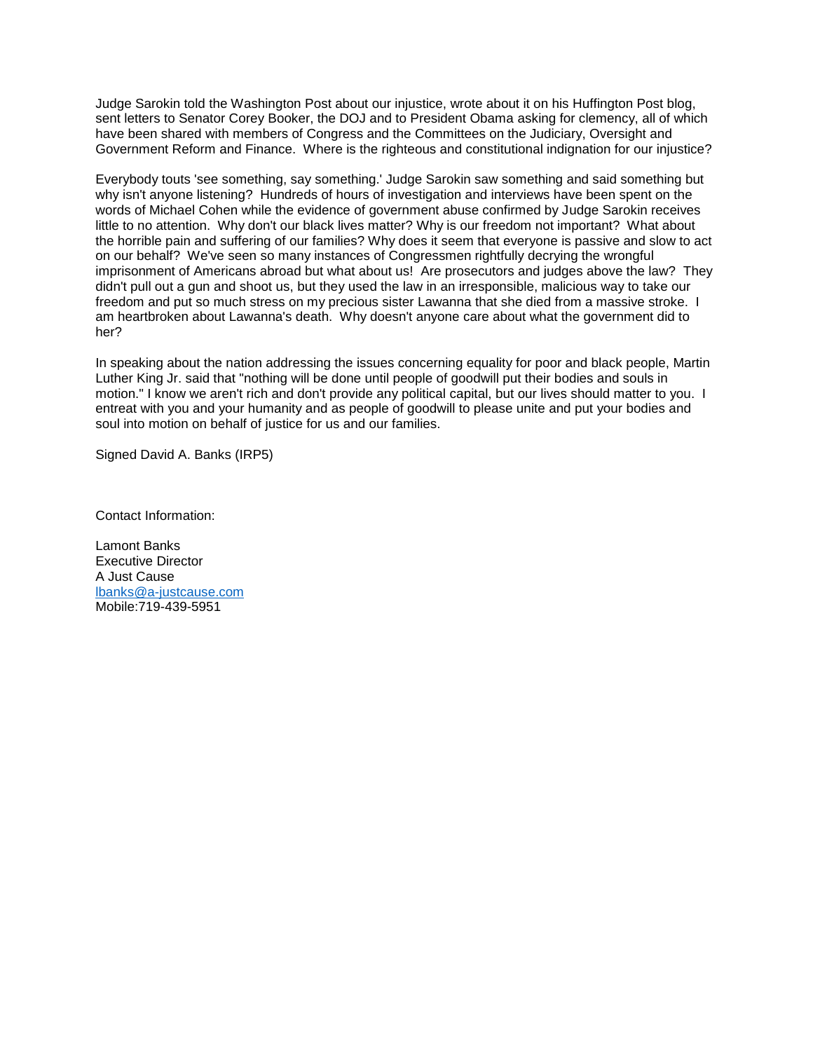Judge Sarokin told the Washington Post about our injustice, wrote about it on his Huffington Post blog, sent letters to Senator Corey Booker, the DOJ and to President Obama asking for clemency, all of which have been shared with members of Congress and the Committees on the Judiciary, Oversight and Government Reform and Finance. Where is the righteous and constitutional indignation for our injustice?

Everybody touts 'see something, say something.' Judge Sarokin saw something and said something but why isn't anyone listening? Hundreds of hours of investigation and interviews have been spent on the words of Michael Cohen while the evidence of government abuse confirmed by Judge Sarokin receives little to no attention. Why don't our black lives matter? Why is our freedom not important? What about the horrible pain and suffering of our families? Why does it seem that everyone is passive and slow to act on our behalf? We've seen so many instances of Congressmen rightfully decrying the wrongful imprisonment of Americans abroad but what about us! Are prosecutors and judges above the law? They didn't pull out a gun and shoot us, but they used the law in an irresponsible, malicious way to take our freedom and put so much stress on my precious sister Lawanna that she died from a massive stroke. I am heartbroken about Lawanna's death. Why doesn't anyone care about what the government did to her?

In speaking about the nation addressing the issues concerning equality for poor and black people, Martin Luther King Jr. said that "nothing will be done until people of goodwill put their bodies and souls in motion." I know we aren't rich and don't provide any political capital, but our lives should matter to you. I entreat with you and your humanity and as people of goodwill to please unite and put your bodies and soul into motion on behalf of justice for us and our families.

Signed David A. Banks (IRP5)

Contact Information:

Lamont Banks
Executive Director
A Just Cause
lbanks@a-justcause.com
Mobile:719-439-5951